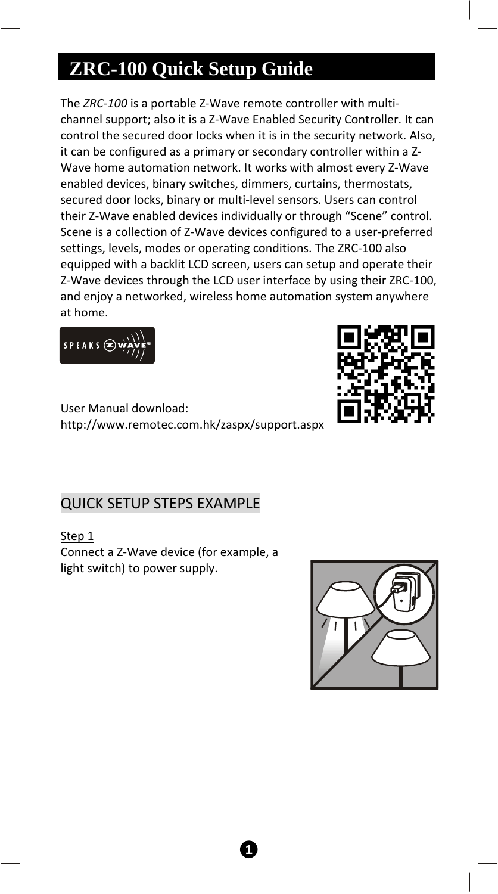# ZRC-100 Quick Setup Guide

The *ZRC-100* is a portable Z-Wave remote controller with multi-channel support; also it is a Z-Wave Enabled Security Controller. It can control the secured door locks when it is in the security network. Also, it can be configured as a primary or secondary controller within a Z-Wave home automation network. It works with almost every Z-Wave enabled devices, binary switches, dimmers, curtains, thermostats, secured door locks, binary or multi-level sensors. Users can control their Z-Wave enabled devices individually or through "Scene" control. Scene is a collection of Z-Wave devices configured to a user-preferred settings, levels, modes or operating conditions. The ZRC-100 also equipped with a backlit LCD screen, users can setup and operate their Z-Wave devices through the LCD user interface by using their ZRC-100, and enjoy a networked, wireless home automation system anywhere at home.

User Manual download:
http://www.remotec.com.hk/zaspx/support.aspx

## QUICK SETUP STEPS EXAMPLE

Step 1

Connect a Z-Wave device (for example, a light switch) to power supply.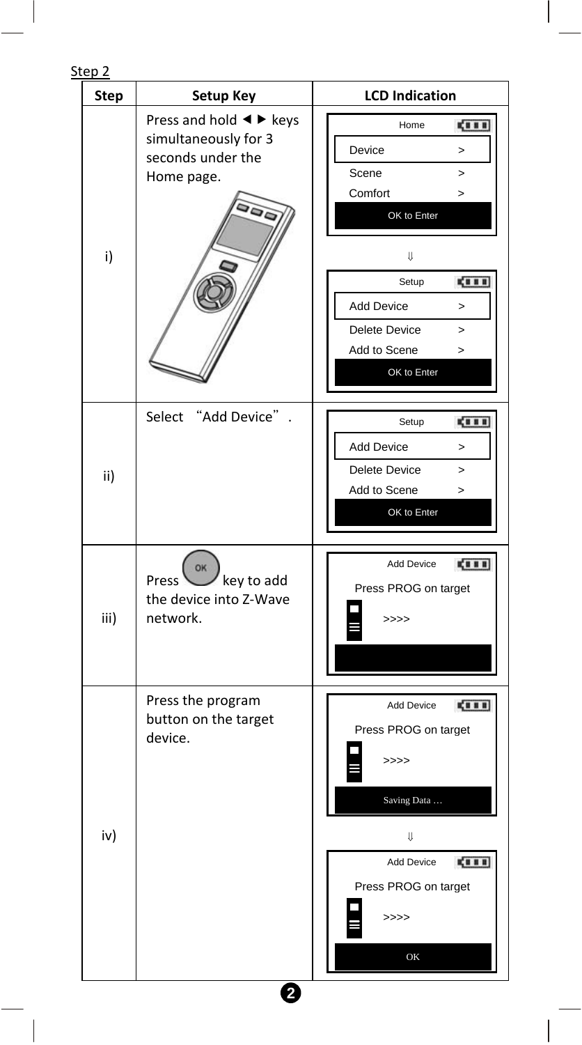Step 2

| Step | Setup Key | LCD Indication |
| --- | --- | --- |
| i) | Press and hold ◄ ► keys simultaneously for 3 seconds under the Home page. | Home<br>Device >, Scene >, Comfort ><br>OK to Enter<br>⇓<br>Setup<br>Add Device >, Delete Device >, Add to Scene ><br>OK to Enter |
| ii) | Select "Add Device". | Setup<br>Add Device >, Delete Device >, Add to Scene ><br>OK to Enter |
| iii) | Press OK key to add the device into Z-Wave network. | Add Device<br>Press PROG on target<br>>>>> |
| iv) | Press the program button on the target device. | Add Device<br>Press PROG on target<br>>>>><br>Saving Data …<br>⇓<br>Add Device<br>Press PROG on target<br>>>>><br>OK |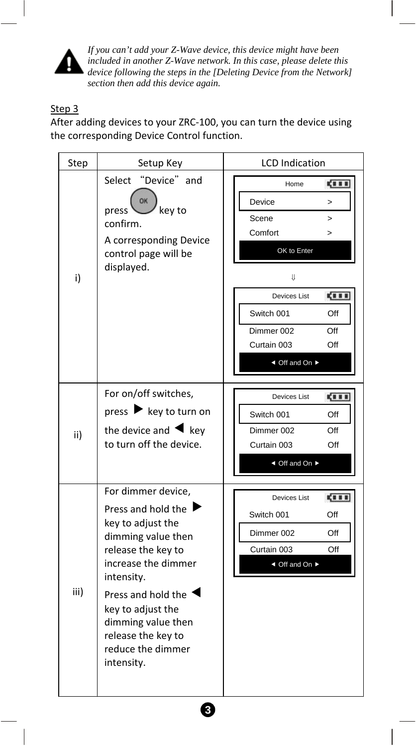*If you can't add your Z-Wave device, this device might have been included in another Z-Wave network. In this case, please delete this device following the steps in the [Deleting Device from the Network] section then add this device again.*

Step 3

After adding devices to your ZRC-100, you can turn the device using the corresponding Device Control function.

| Step | Setup Key | LCD Indication |
|---|---|---|
| i) | Select "Device" and press OK key to confirm. A corresponding Device control page will be displayed. | Home / Device > / Scene > / Comfort > / OK to Enter ⇓ Devices List / Switch 001 Off / Dimmer 002 Off / Curtain 003 Off / ◄ Off and On ► |
| ii) | For on/off switches, press ▶ key to turn on the device and ◀ key to turn off the device. | Devices List / Switch 001 Off / Dimmer 002 Off / Curtain 003 Off / ◄ Off and On ► |
| iii) | For dimmer device, Press and hold the ▶ key to adjust the dimming value then release the key to increase the dimmer intensity. Press and hold the ◀ key to adjust the dimming value then release the key to reduce the dimmer intensity. | Devices List / Switch 001 Off / Dimmer 002 Off / Curtain 003 Off / ◄ Off and On ► |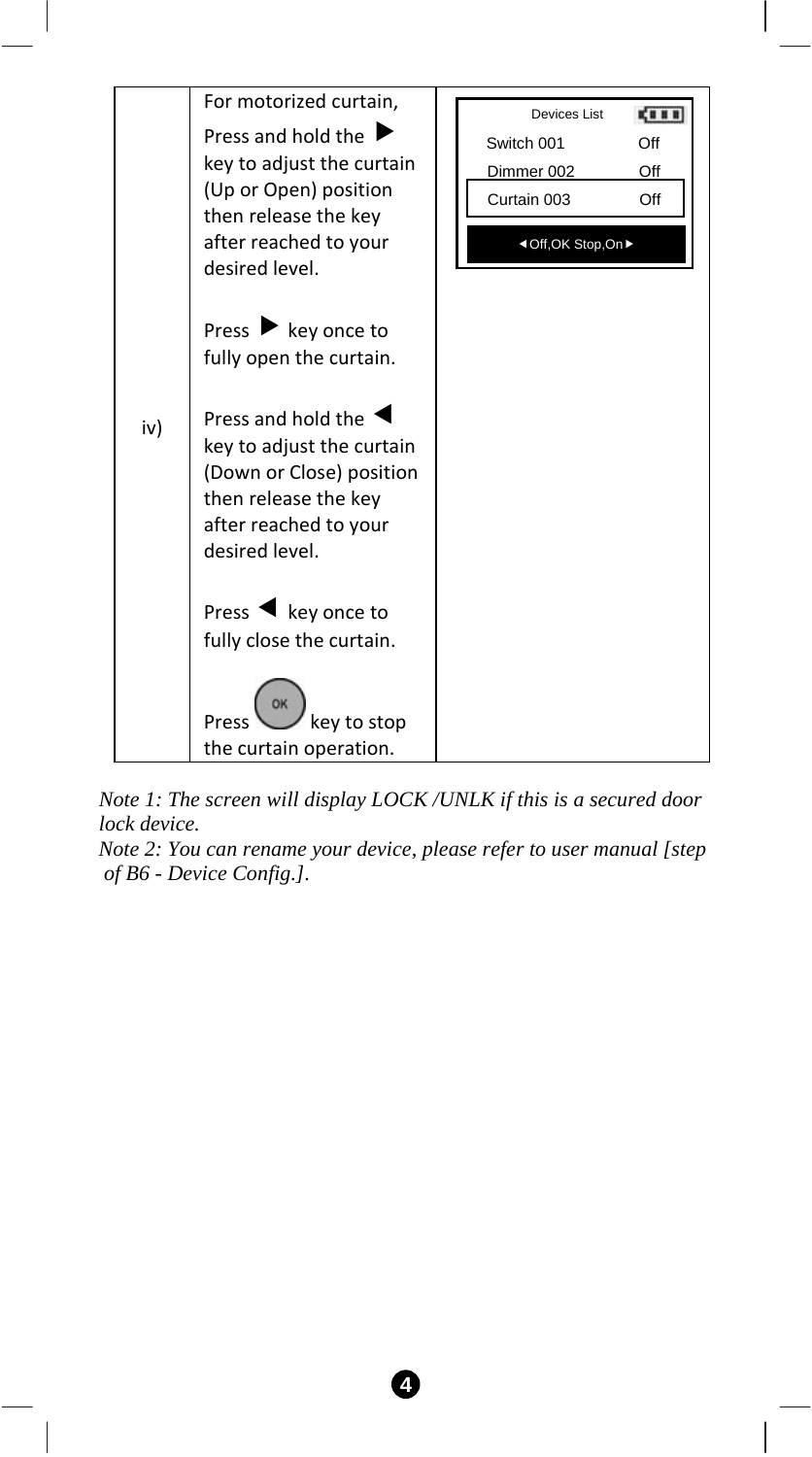| | | |
|---|---|---|
| iv) | For motorized curtain,<br>Press and hold the ▶ key to adjust the curtain (Up or Open) position then release the key after reached to your desired level.<br><br>Press ▶ key once to fully open the curtain.<br><br>Press and hold the ◀ key to adjust the curtain (Down or Close) position then release the key after reached to your desired level.<br><br>Press ◀ key once to fully close the curtain.<br><br>Press OK key to stop the curtain operation. | Devices List<br>Switch 001 Off<br>Dimmer 002 Off<br>Curtain 003 Off<br>◀Off,OK Stop,On▶ |

*Note 1: The screen will display LOCK /UNLK if this is a secured door lock device.*
*Note 2: You can rename your device, please refer to user manual [step of B6 - Device Config.].*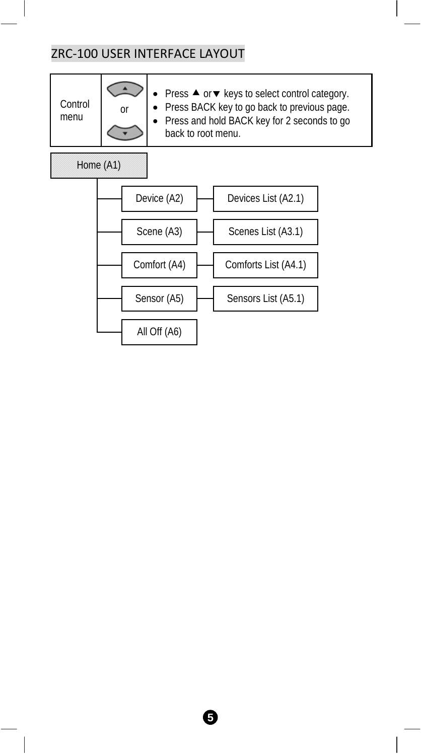## ZRC-100 USER INTERFACE LAYOUT

| Control menu | ▲ or ▼ | • Press ▲ or ▼ keys to select control category.<br>• Press BACK key to go back to previous page.<br>• Press and hold BACK key for 2 seconds to go back to root menu. |
|---|---|---|

- Home (A1)
  - Device (A2) — Devices List (A2.1)
  - Scene (A3) — Scenes List (A3.1)
  - Comfort (A4) — Comforts List (A4.1)
  - Sensor (A5) — Sensors List (A5.1)
  - All Off (A6)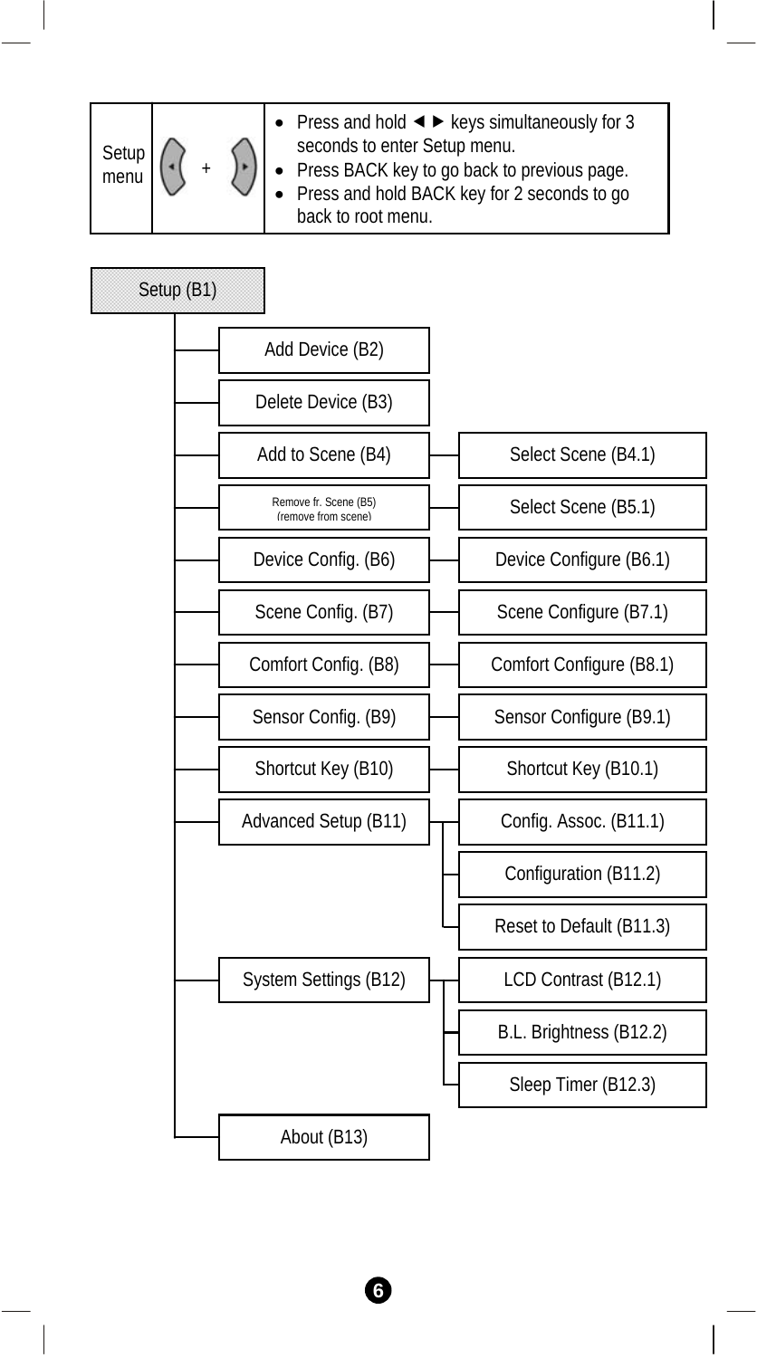| Setup menu | ◄ + ► | • Press and hold ◄ ► keys simultaneously for 3 seconds to enter Setup menu.<br>• Press BACK key to go back to previous page.<br>• Press and hold BACK key for 2 seconds to go back to root menu. |
|---|---|---|

- Setup (B1)
  - Add Device (B2)
  - Delete Device (B3)
  - Add to Scene (B4)
    - Select Scene (B4.1)
  - Remove fr. Scene (B5) (remove from scene)
    - Select Scene (B5.1)
  - Device Config. (B6)
    - Device Configure (B6.1)
  - Scene Config. (B7)
    - Scene Configure (B7.1)
  - Comfort Config. (B8)
    - Comfort Configure (B8.1)
  - Sensor Config. (B9)
    - Sensor Configure (B9.1)
  - Shortcut Key (B10)
    - Shortcut Key (B10.1)
  - Advanced Setup (B11)
    - Config. Assoc. (B11.1)
    - Configuration (B11.2)
    - Reset to Default (B11.3)
  - System Settings (B12)
    - LCD Contrast (B12.1)
    - B.L. Brightness (B12.2)
    - Sleep Timer (B12.3)
  - About (B13)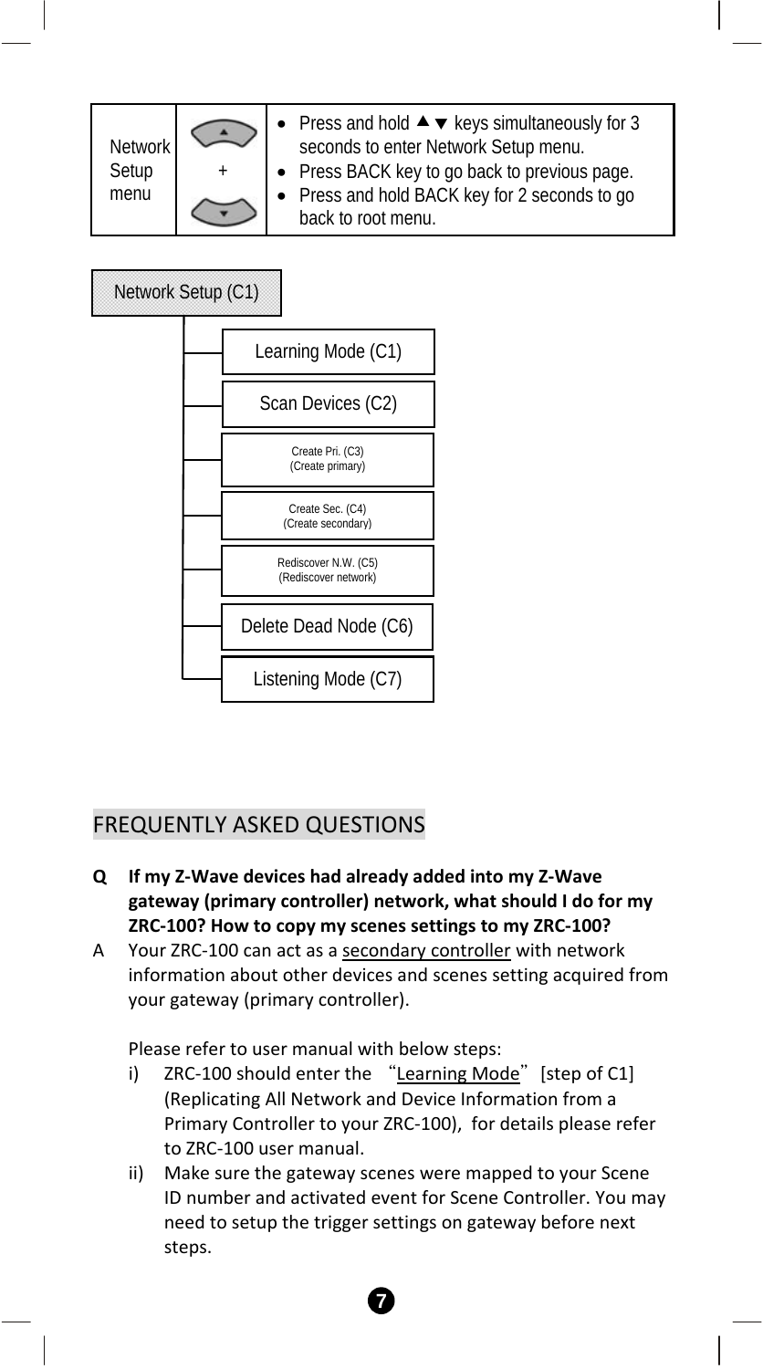| Network Setup menu | ▲ + ▼ | • Press and hold ▲▼ keys simultaneously for 3 seconds to enter Network Setup menu.<br>• Press BACK key to go back to previous page.<br>• Press and hold BACK key for 2 seconds to go back to root menu. |
|---|---|---|

Network Setup (C1)

- Learning Mode (C1)
- Scan Devices (C2)
- Create Pri. (C3) (Create primary)
- Create Sec. (C4) (Create secondary)
- Rediscover N.W. (C5) (Rediscover network)
- Delete Dead Node (C6)
- Listening Mode (C7)

## FREQUENTLY ASKED QUESTIONS

**Q If my Z-Wave devices had already added into my Z-Wave gateway (primary controller) network, what should I do for my ZRC-100? How to copy my scenes settings to my ZRC-100?**

A Your ZRC-100 can act as a secondary controller with network information about other devices and scenes setting acquired from your gateway (primary controller).

Please refer to user manual with below steps:

i) ZRC-100 should enter the “Learning Mode” [step of C1] (Replicating All Network and Device Information from a Primary Controller to your ZRC-100), for details please refer to ZRC-100 user manual.

ii) Make sure the gateway scenes were mapped to your Scene ID number and activated event for Scene Controller. You may need to setup the trigger settings on gateway before next steps.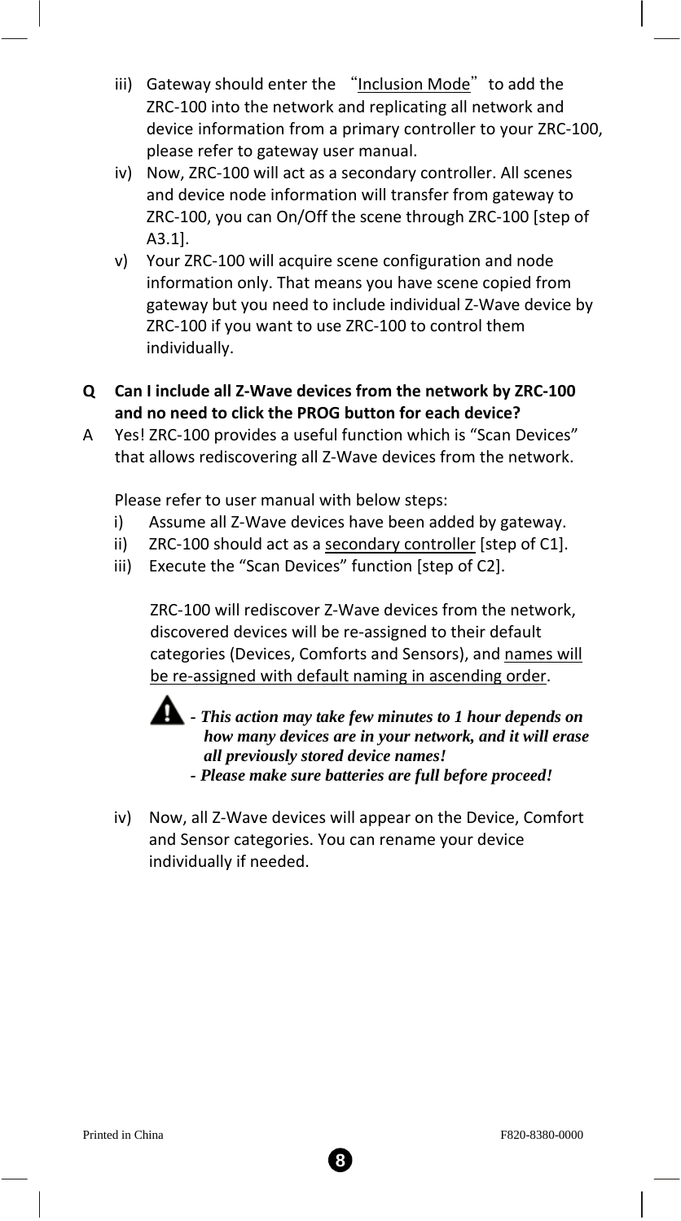iii) Gateway should enter the "Inclusion Mode" to add the ZRC-100 into the network and replicating all network and device information from a primary controller to your ZRC-100, please refer to gateway user manual.

iv) Now, ZRC-100 will act as a secondary controller. All scenes and device node information will transfer from gateway to ZRC-100, you can On/Off the scene through ZRC-100 [step of A3.1].

v) Your ZRC-100 will acquire scene configuration and node information only. That means you have scene copied from gateway but you need to include individual Z-Wave device by ZRC-100 if you want to use ZRC-100 to control them individually.

**Q Can I include all Z-Wave devices from the network by ZRC-100 and no need to click the PROG button for each device?**

A Yes! ZRC-100 provides a useful function which is "Scan Devices" that allows rediscovering all Z-Wave devices from the network.

Please refer to user manual with below steps:

i) Assume all Z-Wave devices have been added by gateway.

ii) ZRC-100 should act as a secondary controller [step of C1].

iii) Execute the "Scan Devices" function [step of C2].

ZRC-100 will rediscover Z-Wave devices from the network, discovered devices will be re-assigned to their default categories (Devices, Comforts and Sensors), and names will be re-assigned with default naming in ascending order.

⚠ ***- This action may take few minutes to 1 hour depends on how many devices are in your network, and it will erase all previously stored device names!***
***- Please make sure batteries are full before proceed!***

iv) Now, all Z-Wave devices will appear on the Device, Comfort and Sensor categories. You can rename your device individually if needed.

Printed in China F820-8380-0000